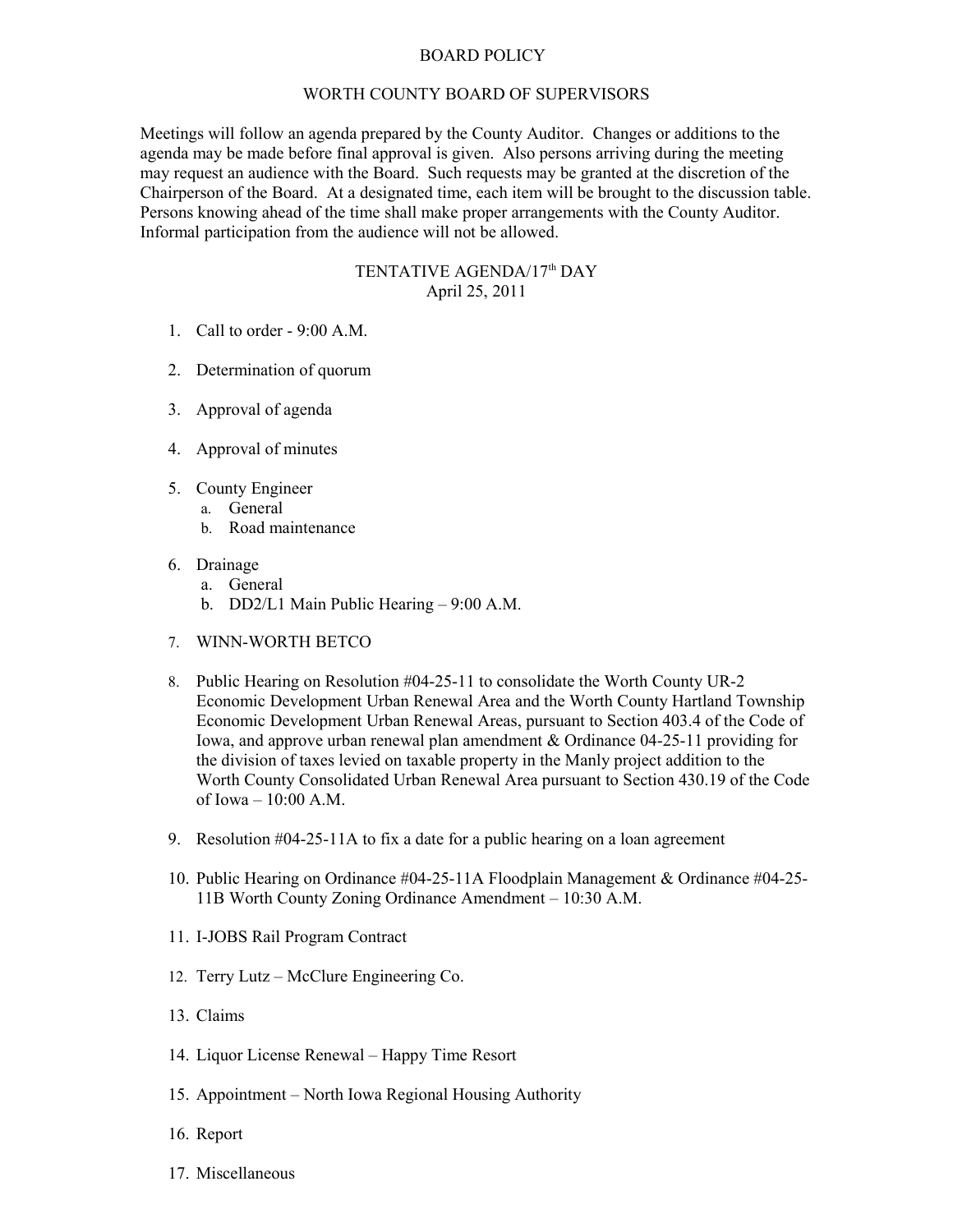# BOARD POLICY

## WORTH COUNTY BOARD OF SUPERVISORS

Meetings will follow an agenda prepared by the County Auditor. Changes or additions to the agenda may be made before final approval is given. Also persons arriving during the meeting may request an audience with the Board. Such requests may be granted at the discretion of the Chairperson of the Board. At a designated time, each item will be brought to the discussion table. Persons knowing ahead of the time shall make proper arrangements with the County Auditor. Informal participation from the audience will not be allowed.

## TENTATIVE AGENDA/17th DAY
April 25, 2011

1. Call to order - 9:00 A.M.

2. Determination of quorum

3. Approval of agenda

4. Approval of minutes

5. County Engineer
   a. General
   b. Road maintenance

6. Drainage
   a. General
   b. DD2/L1 Main Public Hearing – 9:00 A.M.

7. WINN-WORTH BETCO

8. Public Hearing on Resolution #04-25-11 to consolidate the Worth County UR-2 Economic Development Urban Renewal Area and the Worth County Hartland Township Economic Development Urban Renewal Areas, pursuant to Section 403.4 of the Code of Iowa, and approve urban renewal plan amendment & Ordinance 04-25-11 providing for the division of taxes levied on taxable property in the Manly project addition to the Worth County Consolidated Urban Renewal Area pursuant to Section 430.19 of the Code of Iowa – 10:00 A.M.

9. Resolution #04-25-11A to fix a date for a public hearing on a loan agreement

10. Public Hearing on Ordinance #04-25-11A Floodplain Management & Ordinance #04-25-11B Worth County Zoning Ordinance Amendment – 10:30 A.M.

11. I-JOBS Rail Program Contract

12. Terry Lutz – McClure Engineering Co.

13. Claims

14. Liquor License Renewal – Happy Time Resort

15. Appointment – North Iowa Regional Housing Authority

16. Report

17. Miscellaneous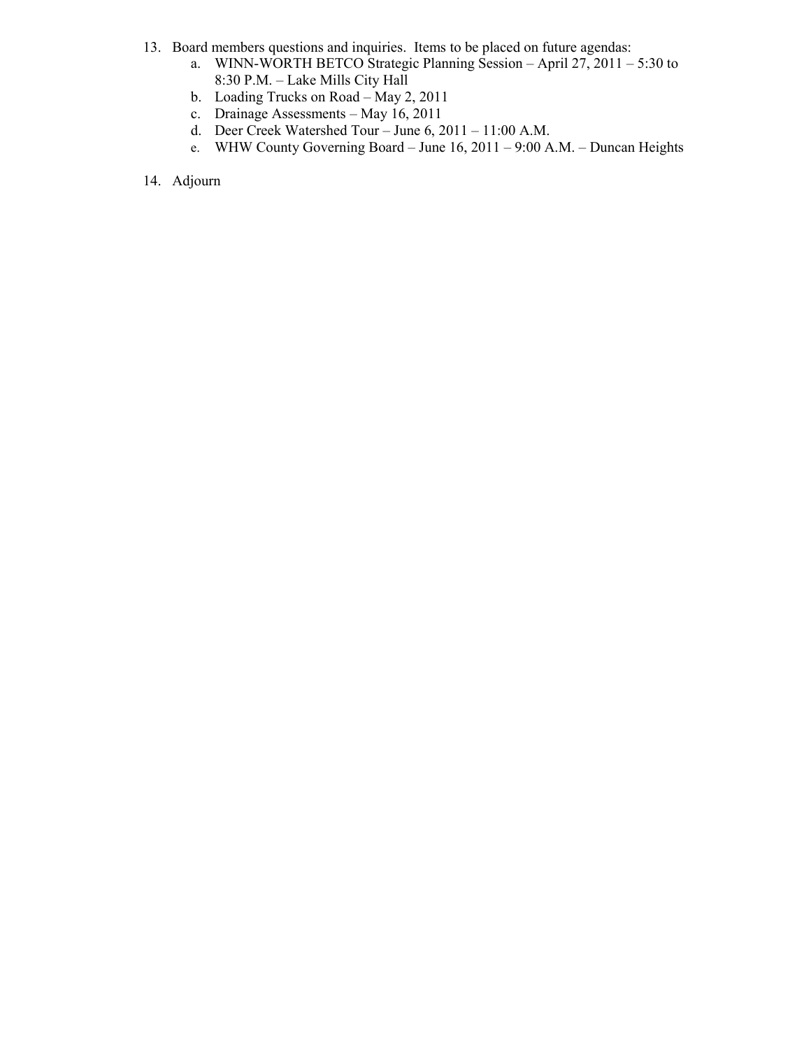13. Board members questions and inquiries. Items to be placed on future agendas:
    a. WINN-WORTH BETCO Strategic Planning Session – April 27, 2011 – 5:30 to 8:30 P.M. – Lake Mills City Hall
    b. Loading Trucks on Road – May 2, 2011
    c. Drainage Assessments – May 16, 2011
    d. Deer Creek Watershed Tour – June 6, 2011 – 11:00 A.M.
    e. WHW County Governing Board – June 16, 2011 – 9:00 A.M. – Duncan Heights

14. Adjourn